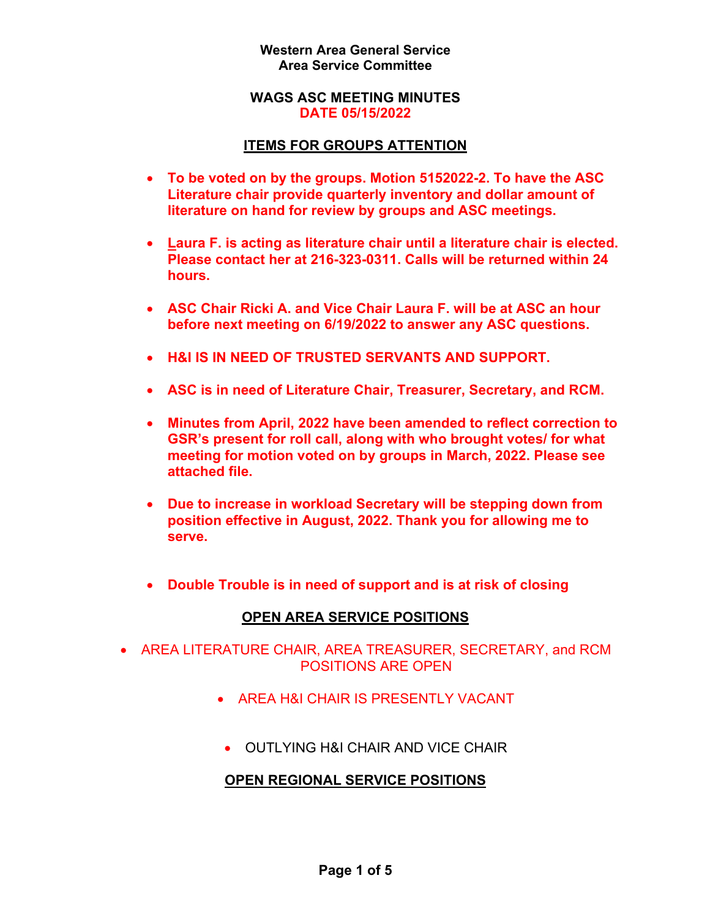**Western Area General Service**
**Area Service Committee**

**WAGS ASC MEETING MINUTES**
**DATE 05/15/2022**

## ITEMS FOR GROUPS ATTENTION

- **To be voted on by the groups. Motion 5152022-2. To have the ASC Literature chair provide quarterly inventory and dollar amount of literature on hand for review by groups and ASC meetings.**
- **Laura F. is acting as literature chair until a literature chair is elected. Please contact her at 216-323-0311. Calls will be returned within 24 hours.**
- **ASC Chair Ricki A. and Vice Chair Laura F. will be at ASC an hour before next meeting on 6/19/2022 to answer any ASC questions.**
- **H&I IS IN NEED OF TRUSTED SERVANTS AND SUPPORT.**
- **ASC is in need of Literature Chair, Treasurer, Secretary, and RCM.**
- **Minutes from April, 2022 have been amended to reflect correction to GSR's present for roll call, along with who brought votes/ for what meeting for motion voted on by groups in March, 2022. Please see attached file.**
- **Due to increase in workload Secretary will be stepping down from position effective in August, 2022. Thank you for allowing me to serve.**
- **Double Trouble is in need of support and is at risk of closing**

## OPEN AREA SERVICE POSITIONS

- AREA LITERATURE CHAIR, AREA TREASURER, SECRETARY, and RCM POSITIONS ARE OPEN
- AREA H&I CHAIR IS PRESENTLY VACANT
- OUTLYING H&I CHAIR AND VICE CHAIR

## OPEN REGIONAL SERVICE POSITIONS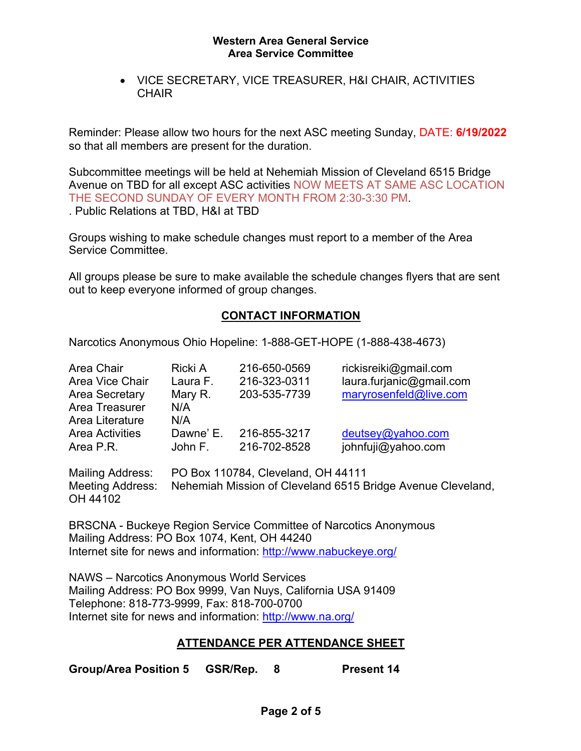**Western Area General Service**
**Area Service Committee**

- VICE SECRETARY, VICE TREASURER, H&I CHAIR, ACTIVITIES CHAIR

Reminder: Please allow two hours for the next ASC meeting Sunday, DATE: **6/19/2022** so that all members are present for the duration.

Subcommittee meetings will be held at Nehemiah Mission of Cleveland 6515 Bridge Avenue on TBD for all except ASC activities NOW MEETS AT SAME ASC LOCATION THE SECOND SUNDAY OF EVERY MONTH FROM 2:30-3:30 PM.
. Public Relations at TBD, H&I at TBD

Groups wishing to make schedule changes must report to a member of the Area Service Committee.

All groups please be sure to make available the schedule changes flyers that are sent out to keep everyone informed of group changes.

## CONTACT INFORMATION

Narcotics Anonymous Ohio Hopeline: 1-888-GET-HOPE (1-888-438-4673)

| | | | |
|---|---|---|---|
| Area Chair | Ricki A | 216-650-0569 | rickisreiki@gmail.com |
| Area Vice Chair | Laura F. | 216-323-0311 | laura.furjanic@gmail.com |
| Area Secretary | Mary R. | 203-535-7739 | maryrosenfeld@live.com |
| Area Treasurer | N/A | | |
| Area Literature | N/A | | |
| Area Activities | Dawne' E. | 216-855-3217 | deutsey@yahoo.com |
| Area P.R. | John F. | 216-702-8528 | johnfuji@yahoo.com |

Mailing Address: PO Box 110784, Cleveland, OH 44111
Meeting Address: Nehemiah Mission of Cleveland 6515 Bridge Avenue Cleveland, OH 44102

BRSCNA - Buckeye Region Service Committee of Narcotics Anonymous
Mailing Address: PO Box 1074, Kent, OH 44240
Internet site for news and information: http://www.nabuckeye.org/

NAWS – Narcotics Anonymous World Services
Mailing Address: PO Box 9999, Van Nuys, California USA 91409
Telephone: 818-773-9999, Fax: 818-700-0700
Internet site for news and information: http://www.na.org/

## ATTENDANCE PER ATTENDANCE SHEET

**Group/Area Position 5 GSR/Rep. 8 Present 14**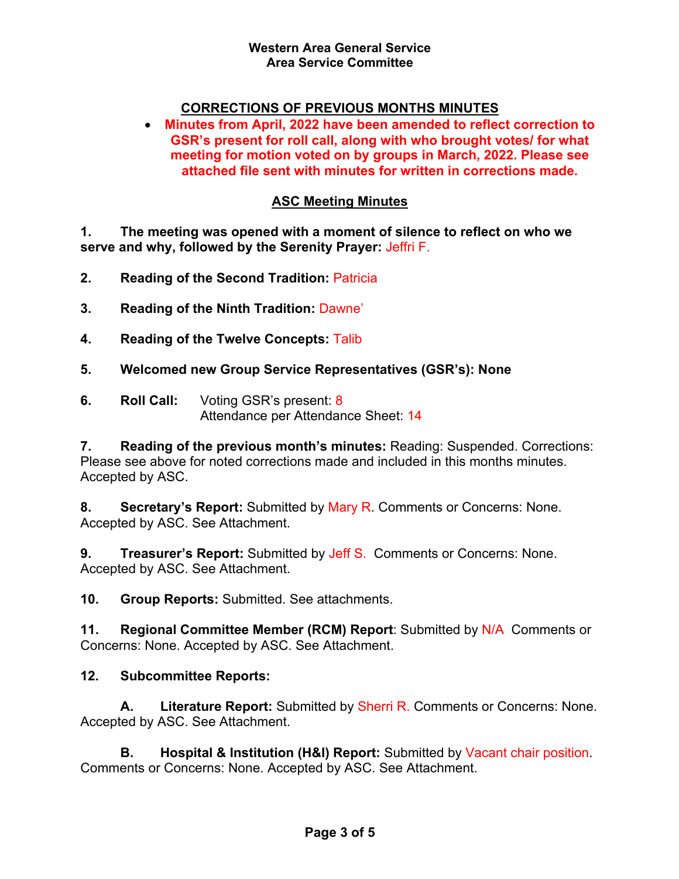**Western Area General Service**
**Area Service Committee**

## CORRECTIONS OF PREVIOUS MONTHS MINUTES

- **Minutes from April, 2022 have been amended to reflect correction to GSR's present for roll call, along with who brought votes/ for what meeting for motion voted on by groups in March, 2022. Please see attached file sent with minutes for written in corrections made.**

## ASC Meeting Minutes

**1. The meeting was opened with a moment of silence to reflect on who we serve and why, followed by the Serenity Prayer:** Jeffri F.

**2. Reading of the Second Tradition:** Patricia

**3. Reading of the Ninth Tradition:** Dawne'

**4. Reading of the Twelve Concepts:** Talib

**5. Welcomed new Group Service Representatives (GSR's): None**

**6. Roll Call:** Voting GSR's present: 8
Attendance per Attendance Sheet: 14

**7. Reading of the previous month's minutes:** Reading: Suspended. Corrections: Please see above for noted corrections made and included in this months minutes. Accepted by ASC.

**8. Secretary's Report:** Submitted by Mary R. Comments or Concerns: None. Accepted by ASC. See Attachment.

**9. Treasurer's Report:** Submitted by Jeff S. Comments or Concerns: None. Accepted by ASC. See Attachment.

**10. Group Reports:** Submitted. See attachments.

**11. Regional Committee Member (RCM) Report**: Submitted by N/A Comments or Concerns: None. Accepted by ASC. See Attachment.

**12. Subcommittee Reports:**

**A. Literature Report:** Submitted by Sherri R. Comments or Concerns: None. Accepted by ASC. See Attachment.

**B. Hospital & Institution (H&I) Report:** Submitted by Vacant chair position. Comments or Concerns: None. Accepted by ASC. See Attachment.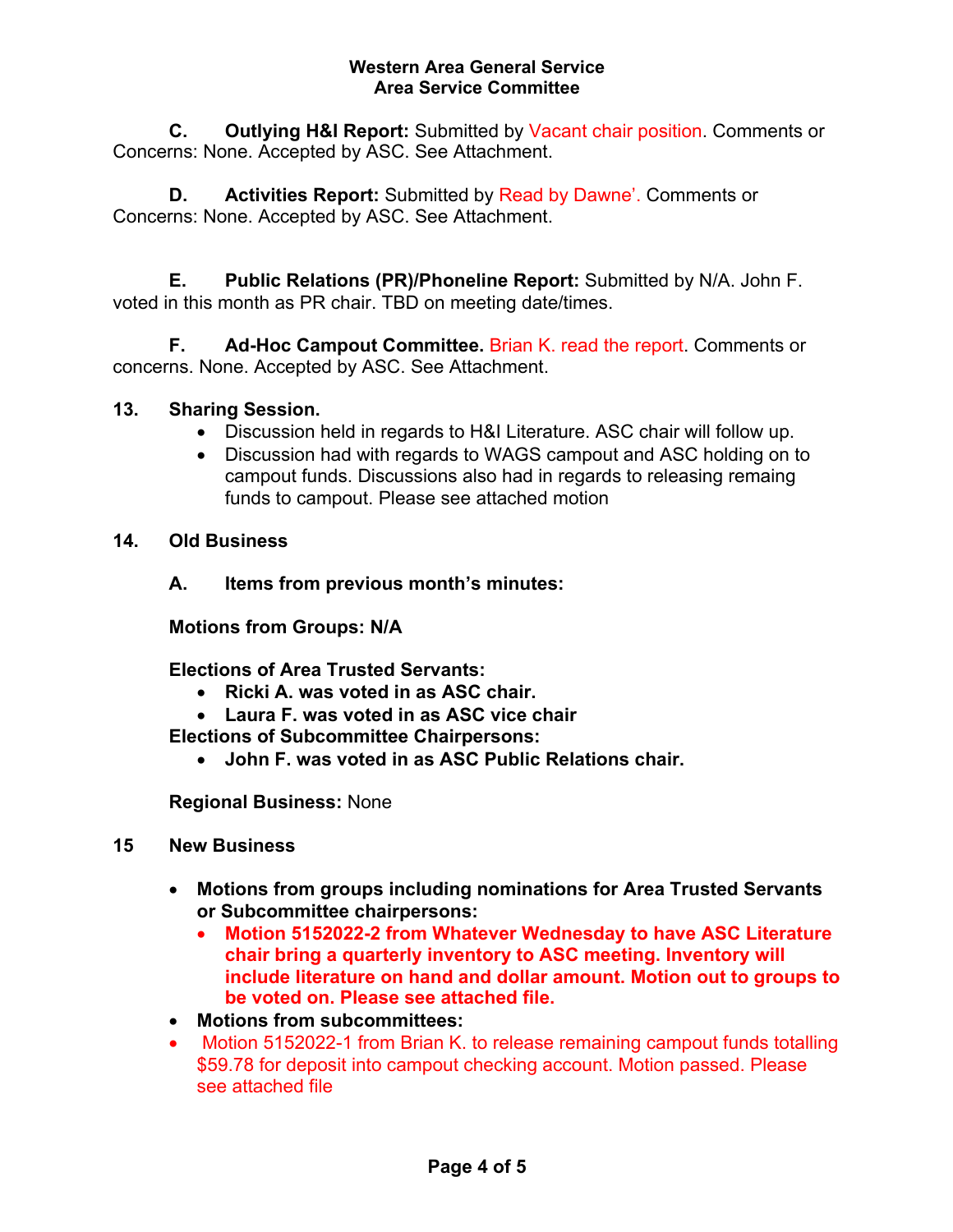**Western Area General Service**
**Area Service Committee**

**C. Outlying H&I Report:** Submitted by Vacant chair position. Comments or Concerns: None. Accepted by ASC. See Attachment.

**D. Activities Report:** Submitted by Read by Dawne'. Comments or Concerns: None. Accepted by ASC. See Attachment.

**E. Public Relations (PR)/Phoneline Report:** Submitted by N/A. John F. voted in this month as PR chair. TBD on meeting date/times.

**F. Ad-Hoc Campout Committee.** Brian K. read the report. Comments or concerns. None. Accepted by ASC. See Attachment.

**13. Sharing Session.**

- Discussion held in regards to H&I Literature. ASC chair will follow up.
- Discussion had with regards to WAGS campout and ASC holding on to campout funds. Discussions also had in regards to releasing remaing funds to campout. Please see attached motion

**14. Old Business**

**A. Items from previous month's minutes:**

**Motions from Groups: N/A**

**Elections of Area Trusted Servants:**

- **Ricki A. was voted in as ASC chair.**
- **Laura F. was voted in as ASC vice chair**

**Elections of Subcommittee Chairpersons:**

- **John F. was voted in as ASC Public Relations chair.**

**Regional Business:** None

**15 New Business**

- **Motions from groups including nominations for Area Trusted Servants or Subcommittee chairpersons:**
  - **Motion 5152022-2 from Whatever Wednesday to have ASC Literature chair bring a quarterly inventory to ASC meeting. Inventory will include literature on hand and dollar amount. Motion out to groups to be voted on. Please see attached file.**
- **Motions from subcommittees:**
- Motion 5152022-1 from Brian K. to release remaining campout funds totalling $59.78 for deposit into campout checking account. Motion passed. Please see attached file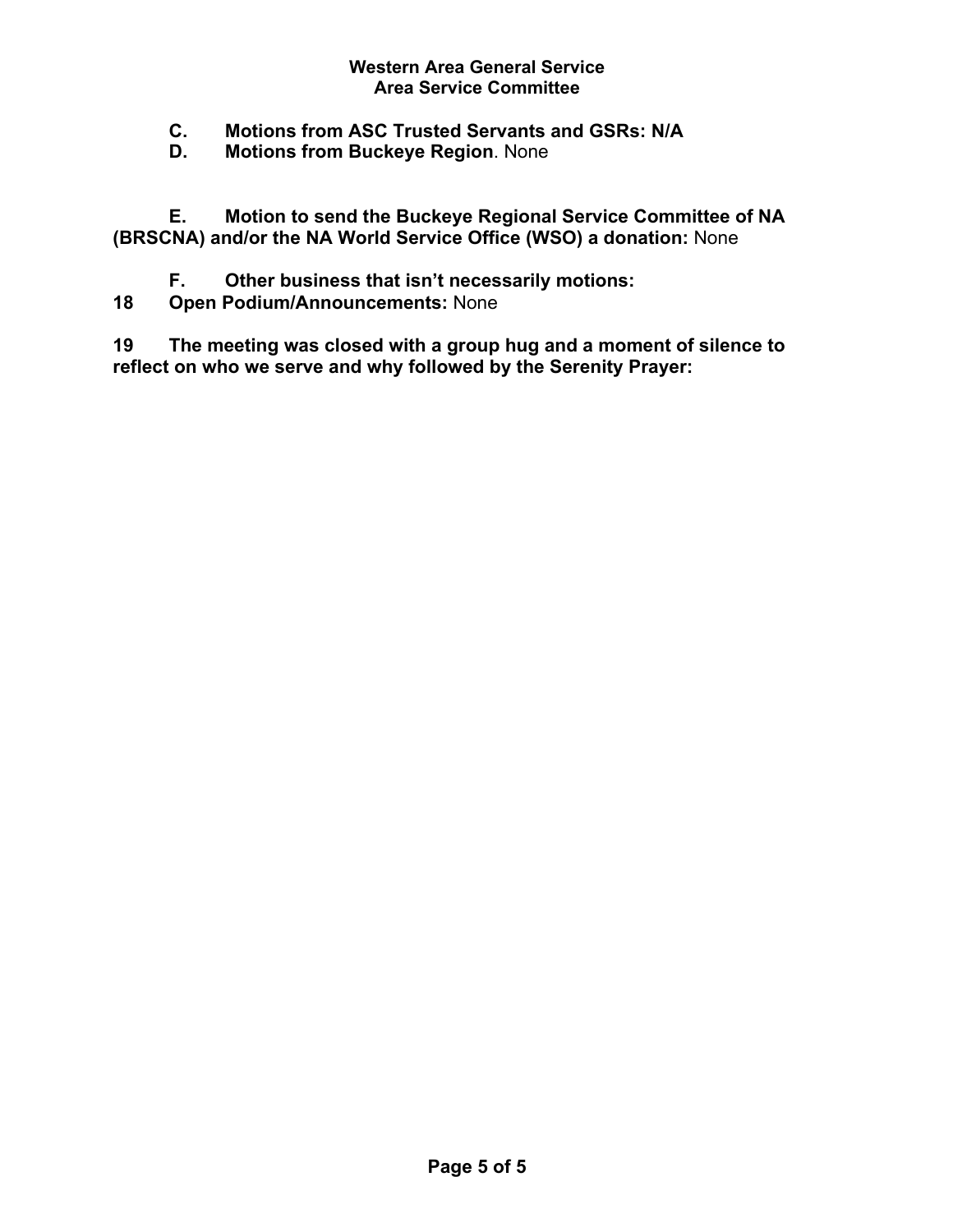**C. Motions from ASC Trusted Servants and GSRs: N/A**

**D. Motions from Buckeye Region**. None

**E. Motion to send the Buckeye Regional Service Committee of NA (BRSCNA) and/or the NA World Service Office (WSO) a donation:** None

**F. Other business that isn't necessarily motions:**

**18 Open Podium/Announcements:** None

**19 The meeting was closed with a group hug and a moment of silence to reflect on who we serve and why followed by the Serenity Prayer:**